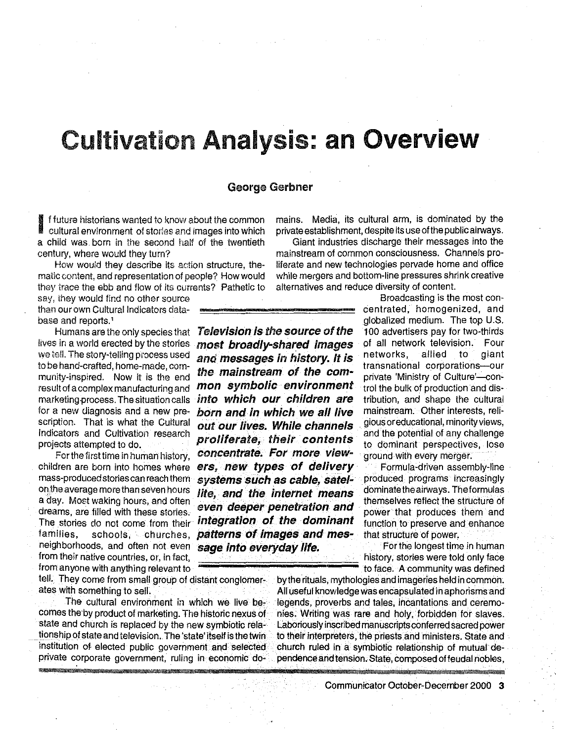# Cultivation Analysis: an Overview

**George Gerbner**

If future historians wanted to know about the common cultural environment of stories and images into which a child was born in the second half of the twentieth century, where would they turn?

How would they describe its action structure, thematic content, and representation of people? How would they trace the ebb and flow of its currents? Pathetic to say, they would find no other source than our own Cultural Indicators database and reports.[1]

Humans are the only species that lives in a world erected by the stories we tell. The story-telling process used to be hand-crafted, home-made, community-inspired. Now it is the end result of a complex manufacturing and marketing process. The situation calls for a new diagnosis and a new prescription. That is what the Cultural Indicators and Cultivation research projects attempted to do.

For the first time in human history, children are born into homes where mass-produced stories can reach them on the average more than seven hours a day. Most waking hours, and often dreams, are filled with these stories. The stories do not come from their families, schools, churches, neighborhoods, and often not even from their native countries, or, in fact, from anyone with anything relevant to tell. They come from small group of distant conglomerates with something to sell.

The cultural environment in which we live becomes the by product of marketing. The historic nexus of state and church is replaced by the new symbiotic relationship of state and television. The 'state' itself is the twin institution of elected public government and selected private corporate government, ruling in economic domains. Media, its cultural arm, is dominated by the private establishment, despite its use of the public airways.

***Television is the source of the most broadly-shared images and messages in history. It is the mainstream of the common symbolic environment into which our children are born and in which we all live out our lives. While channels proliferate, their contents concentrate. For more viewers, new types of delivery systems such as cable, satellite, and the internet means even deeper penetration and integration of the dominant patterns of images and message into everyday life.***

Giant industries discharge their messages into the mainstream of common consciousness. Channels proliferate and new technologies pervade home and office while mergers and bottom-line pressures shrink creative alternatives and reduce diversity of content.

Broadcasting is the most concentrated, homogenized, and globalized medium. The top U.S. 100 advertisers pay for two-thirds of all network television. Four networks, allied to giant transnational corporations—our private 'Ministry of Culture'—control the bulk of production and distribution, and shape the cultural mainstream. Other interests, religious or educational, minority views, and the potential of any challenge to dominant perspectives, lose ground with every merger.

Formula-driven assembly-line produced programs increasingly dominate the airways. The formulas themselves reflect the structure of power that produces them and function to preserve and enhance that structure of power.

For the longest time in human history, stories were told only face to face. A community was defined by the rituals, mythologies and imageries held in common. All useful knowledge was encapsulated in aphorisms and legends, proverbs and tales, incantations and ceremonies. Writing was rare and holy, forbidden for slaves. Laboriously inscribed manuscripts conferred sacred power to their interpreters, the priests and ministers. State and church ruled in a symbiotic relationship of mutual dependence and tension. State, composed of feudal nobles,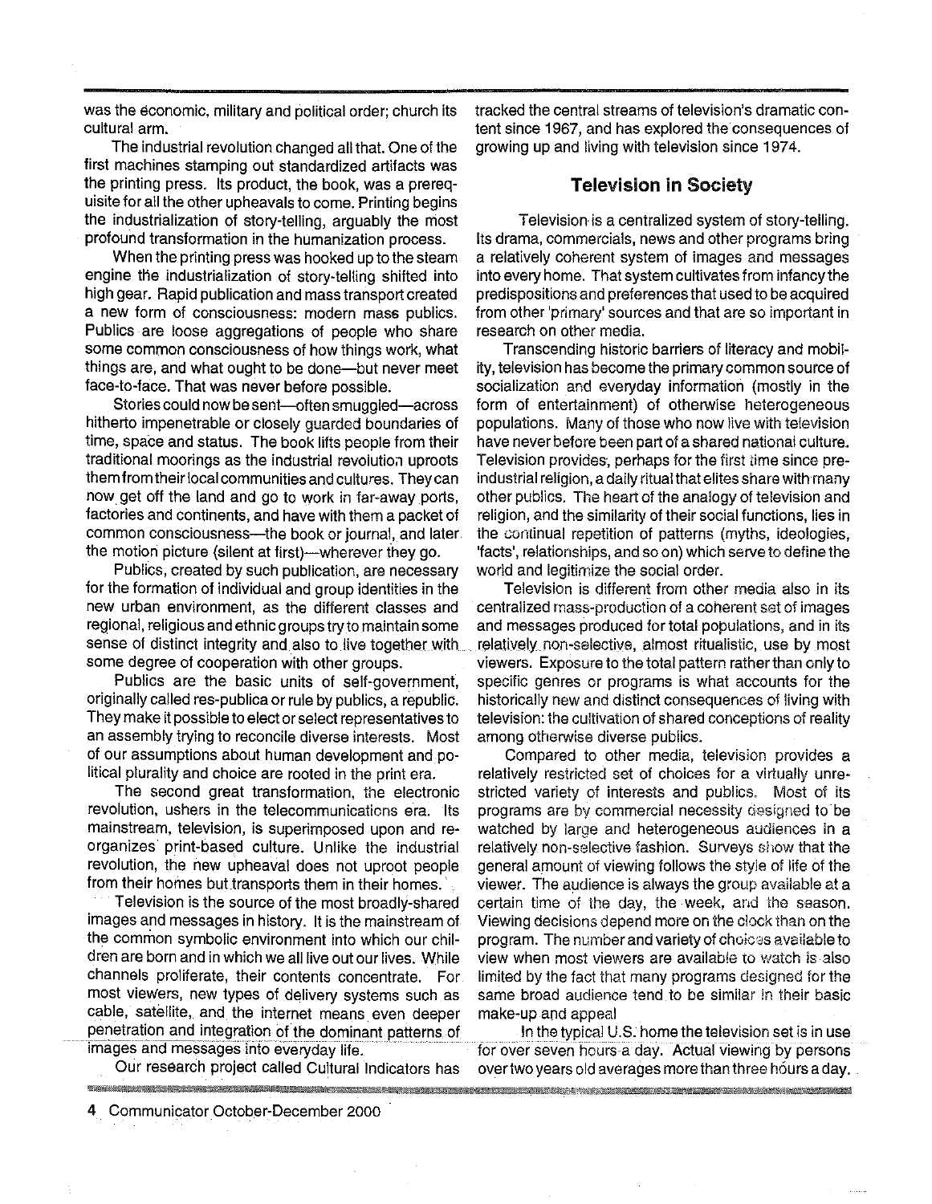was the economic, military and political order; church its cultural arm.

The industrial revolution changed all that. One of the first machines stamping out standardized artifacts was the printing press. Its product, the book, was a prerequisite for all the other upheavals to come. Printing begins the industrialization of story-telling, arguably the most profound transformation in the humanization process.

When the printing press was hooked up to the steam engine the industrialization of story-telling shifted into high gear. Rapid publication and mass transport created a new form of consciousness: modern mass publics. Publics are loose aggregations of people who share some common consciousness of how things work, what things are, and what ought to be done—but never meet face-to-face. That was never before possible.

Stories could now be sent—often smuggled—across hitherto impenetrable or closely guarded boundaries of time, space and status. The book lifts people from their traditional moorings as the industrial revolution uproots them from their local communities and cultures. They can now get off the land and go to work in far-away ports, factories and continents, and have with them a packet of common consciousness—the book or journal, and later the motion picture (silent at first)—wherever they go.

Publics, created by such publication, are necessary for the formation of individual and group identities in the new urban environment, as the different classes and regional, religious and ethnic groups try to maintain some sense of distinct integrity and also to live together with some degree of cooperation with other groups.

Publics are the basic units of self-government, originally called res-publica or rule by publics, a republic. They make it possible to elect or select representatives to an assembly trying to reconcile diverse interests. Most of our assumptions about human development and political plurality and choice are rooted in the print era.

The second great transformation, the electronic revolution, ushers in the telecommunications era. Its mainstream, television, is superimposed upon and re-organizes print-based culture. Unlike the industrial revolution, the new upheaval does not uproot people from their homes but transports them in their homes.

Television is the source of the most broadly-shared images and messages in history. It is the mainstream of the common symbolic environment into which our children are born and in which we all live out our lives. While channels proliferate, their contents concentrate. For most viewers, new types of delivery systems such as cable, satellite, and the internet means even deeper penetration and integration of the dominant patterns of images and messages into everyday life.

Our research project called Cultural Indicators has tracked the central streams of television's dramatic content since 1967, and has explored the consequences of growing up and living with television since 1974.

## Television in Society

Television is a centralized system of story-telling. Its drama, commercials, news and other programs bring a relatively coherent system of images and messages into every home. That system cultivates from infancy the predispositions and preferences that used to be acquired from other 'primary' sources and that are so important in research on other media.

Transcending historic barriers of literacy and mobility, television has become the primary common source of socialization and everyday information (mostly in the form of entertainment) of otherwise heterogeneous populations. Many of those who now live with television have never before been part of a shared national culture. Television provides, perhaps for the first time since pre-industrial religion, a daily ritual that elites share with many other publics. The heart of the analogy of television and religion, and the similarity of their social functions, lies in the continual repetition of patterns (myths, ideologies, 'facts', relationships, and so on) which serve to define the world and legitimize the social order.

Television is different from other media also in its centralized mass-production of a coherent set of images and messages produced for total populations, and in its relatively non-selective, almost ritualistic, use by most viewers. Exposure to the total pattern rather than only to specific genres or programs is what accounts for the historically new and distinct consequences of living with television: the cultivation of shared conceptions of reality among otherwise diverse publics.

Compared to other media, television provides a relatively restricted set of choices for a virtually unrestricted variety of interests and publics. Most of its programs are by commercial necessity designed to be watched by large and heterogeneous audiences in a relatively non-selective fashion. Surveys show that the general amount of viewing follows the style of life of the viewer. The audience is always the group available at a certain time of the day, the week, and the season. Viewing decisions depend more on the clock than on the program. The number and variety of choices available to view when most viewers are available to watch is also limited by the fact that many programs designed for the same broad audience tend to be similar in their basic make-up and appeal

In the typical U.S. home the television set is in use for over seven hours a day. Actual viewing by persons over two years old averages more than three hours a day.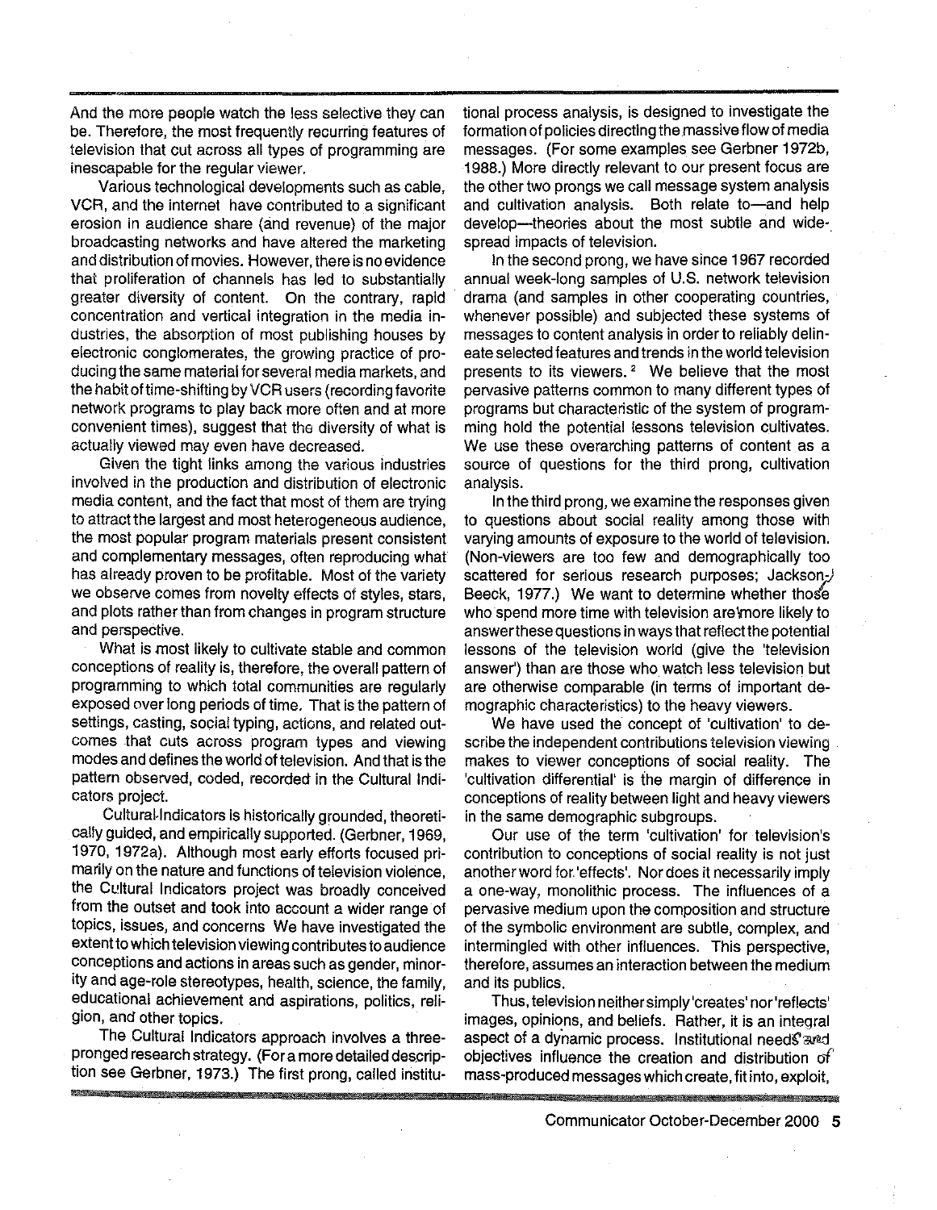And the more people watch the less selective they can be. Therefore, the most frequently recurring features of television that cut across all types of programming are inescapable for the regular viewer.

Various technological developments such as cable, VCR, and the internet have contributed to a significant erosion in audience share (and revenue) of the major broadcasting networks and have altered the marketing and distribution of movies. However, there is no evidence that proliferation of channels has led to substantially greater diversity of content. On the contrary, rapid concentration and vertical integration in the media industries, the absorption of most publishing houses by electronic conglomerates, the growing practice of producing the same material for several media markets, and the habit of time-shifting by VCR users (recording favorite network programs to play back more often and at more convenient times), suggest that the diversity of what is actually viewed may even have decreased.

Given the tight links among the various industries involved in the production and distribution of electronic media content, and the fact that most of them are trying to attract the largest and most heterogeneous audience, the most popular program materials present consistent and complementary messages, often reproducing what has already proven to be profitable. Most of the variety we observe comes from novelty effects of styles, stars, and plots rather than from changes in program structure and perspective.

What is most likely to cultivate stable and common conceptions of reality is, therefore, the overall pattern of programming to which total communities are regularly exposed over long periods of time. That is the pattern of settings, casting, social typing, actions, and related outcomes that cuts across program types and viewing modes and defines the world of television. And that is the pattern observed, coded, recorded in the Cultural Indicators project.

Cultural Indicators is historically grounded, theoretically guided, and empirically supported. (Gerbner, 1969, 1970, 1972a). Although most early efforts focused primarily on the nature and functions of television violence, the Cultural Indicators project was broadly conceived from the outset and took into account a wider range of topics, issues, and concerns We have investigated the extent to which television viewing contributes to audience conceptions and actions in areas such as gender, minority and age-role stereotypes, health, science, the family, educational achievement and aspirations, politics, religion, and other topics.

The Cultural Indicators approach involves a three-pronged research strategy. (For a more detailed description see Gerbner, 1973.) The first prong, called institutional process analysis, is designed to investigate the formation of policies directing the massive flow of media messages. (For some examples see Gerbner 1972b, 1988.) More directly relevant to our present focus are the other two prongs we call message system analysis and cultivation analysis. Both relate to—and help develop—theories about the most subtle and widespread impacts of television.

In the second prong, we have since 1967 recorded annual week-long samples of U.S. network television drama (and samples in other cooperating countries, whenever possible) and subjected these systems of messages to content analysis in order to reliably delineate selected features and trends in the world television presents to its viewers.[2] We believe that the most pervasive patterns common to many different types of programs but characteristic of the system of programming hold the potential lessons television cultivates. We use these overarching patterns of content as a source of questions for the third prong, cultivation analysis.

In the third prong, we examine the responses given to questions about social reality among those with varying amounts of exposure to the world of television. (Non-viewers are too few and demographically too scattered for serious research purposes; Jackson-Beeck, 1977.) We want to determine whether those who spend more time with television are more likely to answer these questions in ways that reflect the potential lessons of the television world (give the 'television answer') than are those who watch less television but are otherwise comparable (in terms of important demographic characteristics) to the heavy viewers.

We have used the concept of 'cultivation' to describe the independent contributions television viewing makes to viewer conceptions of social reality. The 'cultivation differential' is the margin of difference in conceptions of reality between light and heavy viewers in the same demographic subgroups.

Our use of the term 'cultivation' for television's contribution to conceptions of social reality is not just another word for 'effects'. Nor does it necessarily imply a one-way, monolithic process. The influences of a pervasive medium upon the composition and structure of the symbolic environment are subtle, complex, and intermingled with other influences. This perspective, therefore, assumes an interaction between the medium and its publics.

Thus, television neither simply 'creates' nor 'reflects' images, opinions, and beliefs. Rather, it is an integral aspect of a dynamic process. Institutional needs and objectives influence the creation and distribution of mass-produced messages which create, fit into, exploit,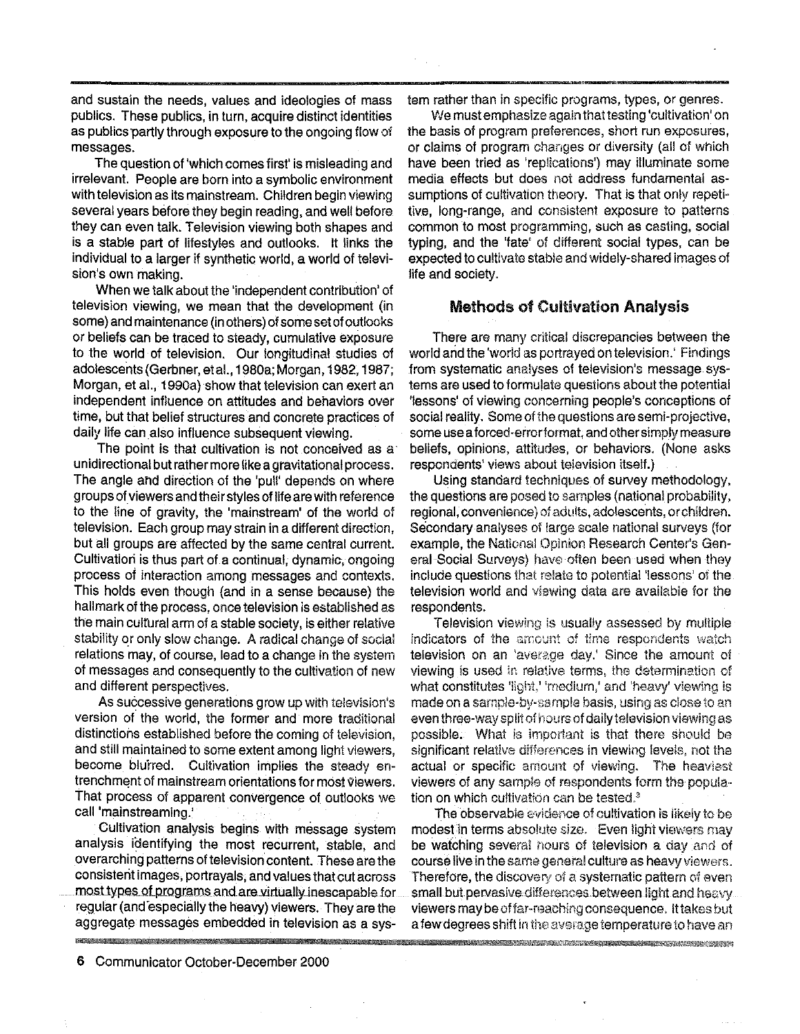and sustain the needs, values and ideologies of mass publics. These publics, in turn, acquire distinct identities as publics partly through exposure to the ongoing flow of messages.

The question of 'which comes first' is misleading and irrelevant. People are born into a symbolic environment with television as its mainstream. Children begin viewing several years before they begin reading, and well before they can even talk. Television viewing both shapes and is a stable part of lifestyles and outlooks. It links the individual to a larger if synthetic world, a world of television's own making.

When we talk about the 'independent contribution' of television viewing, we mean that the development (in some) and maintenance (in others) of some set of outlooks or beliefs can be traced to steady, cumulative exposure to the world of television. Our longitudinal studies of adolescents (Gerbner, et al., 1980a; Morgan, 1982, 1987; Morgan, et al., 1990a) show that television can exert an independent influence on attitudes and behaviors over time, but that belief structures and concrete practices of daily life can also influence subsequent viewing.

The point is that cultivation is not conceived as a unidirectional but rather more like a gravitational process. The angle and direction of the 'pull' depends on where groups of viewers and their styles of life are with reference to the line of gravity, the 'mainstream' of the world of television. Each group may strain in a different direction, but all groups are affected by the same central current. Cultivation is thus part of a continual, dynamic, ongoing process of interaction among messages and contexts. This holds even though (and in a sense because) the hallmark of the process, once television is established as the main cultural arm of a stable society, is either relative stability or only slow change. A radical change of social relations may, of course, lead to a change in the system of messages and consequently to the cultivation of new and different perspectives.

As successive generations grow up with television's version of the world, the former and more traditional distinctions established before the coming of television, and still maintained to some extent among light viewers, become blurred. Cultivation implies the steady entrenchment of mainstream orientations for most viewers. That process of apparent convergence of outlooks we call 'mainstreaming.'

Cultivation analysis begins with message system analysis identifying the most recurrent, stable, and overarching patterns of television content. These are the consistent images, portrayals, and values that cut across most types of programs and are virtually inescapable for regular (and especially the heavy) viewers. They are the aggregate messages embedded in television as a system rather than in specific programs, types, or genres.

We must emphasize again that testing 'cultivation' on the basis of program preferences, short run exposures, or claims of program changes or diversity (all of which have been tried as 'replications') may illuminate some media effects but does not address fundamental assumptions of cultivation theory. That is that only repetitive, long-range, and consistent exposure to patterns common to most programming, such as casting, social typing, and the 'fate' of different social types, can be expected to cultivate stable and widely-shared images of life and society.

## Methods of Cultivation Analysis

There are many critical discrepancies between the world and the 'world as portrayed on television.' Findings from systematic analyses of television's message systems are used to formulate questions about the potential 'lessons' of viewing concerning people's conceptions of social reality. Some of the questions are semi-projective, some use a forced-error format, and other simply measure beliefs, opinions, attitudes, or behaviors. (None asks respondents' views about television itself.)

Using standard techniques of survey methodology, the questions are posed to samples (national probability, regional, convenience) of adults, adolescents, or children. Secondary analyses of large scale national surveys (for example, the National Opinion Research Center's General Social Surveys) have often been used when they include questions that relate to potential 'lessons' of the television world and viewing data are available for the respondents.

Television viewing is usually assessed by multiple indicators of the amount of time respondents watch television on an 'average day.' Since the amount of viewing is used in relative terms, the determination of what constitutes 'light,' 'medium,' and 'heavy' viewing is made on a sample-by-sample basis, using as close to an even three-way split of hours of daily television viewing as possible. What is important is that there should be significant relative differences in viewing levels, not the actual or specific amount of viewing. The heaviest viewers of any sample of respondents form the population on which cultivation can be tested.[3]

The observable evidence of cultivation is likely to be modest in terms absolute size. Even light viewers may be watching several hours of television a day and of course live in the same general culture as heavy viewers. Therefore, the discovery of a systematic pattern of even small but pervasive differences between light and heavy viewers may be of far-reaching consequence. It takes but a few degrees shift in the average temperature to have an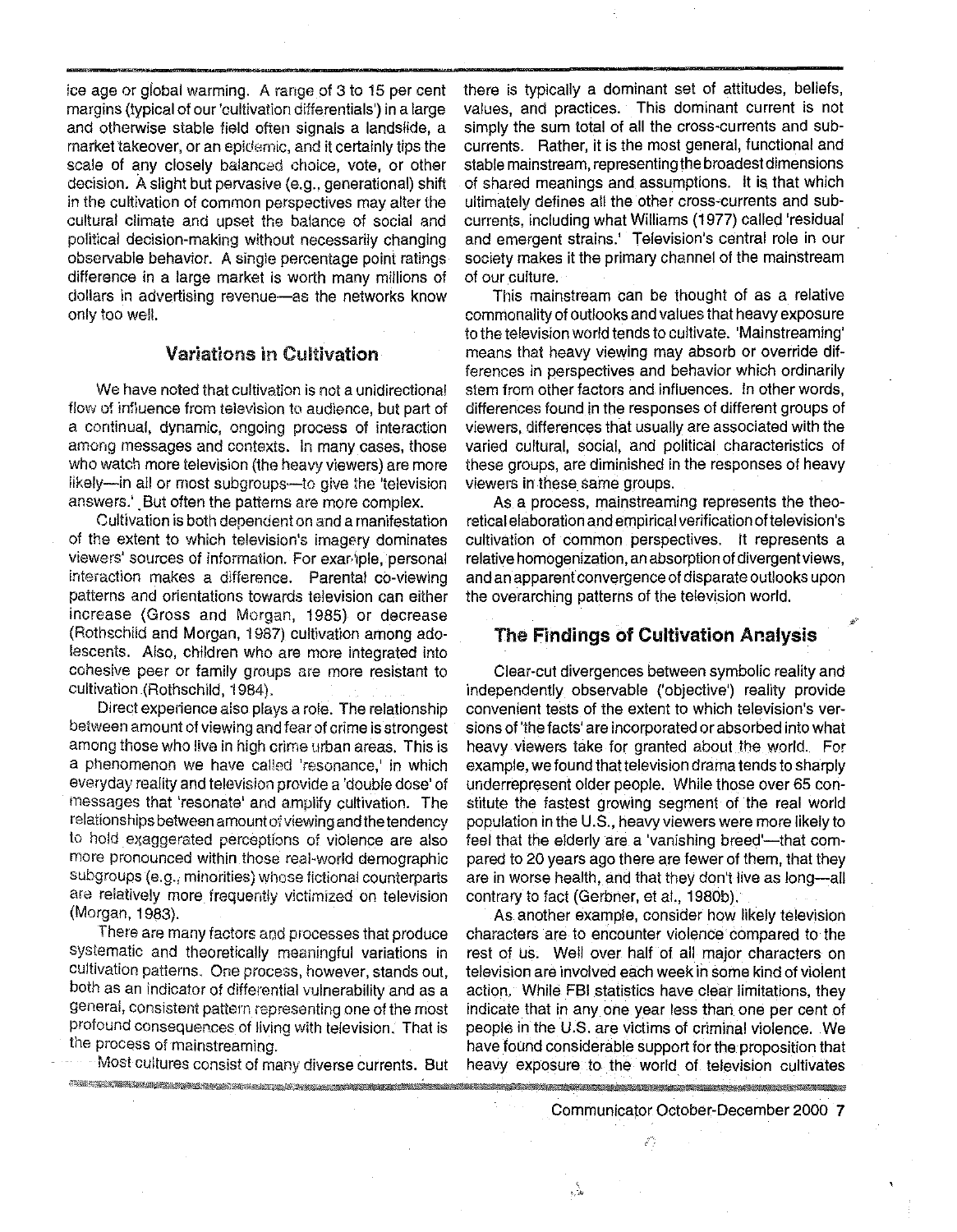ice age or global warming. A range of 3 to 15 per cent margins (typical of our 'cultivation differentials') in a large and otherwise stable field often signals a landslide, a market takeover, or an epidemic, and it certainly tips the scale of any closely balanced choice, vote, or other decision. A slight but pervasive (e.g., generational) shift in the cultivation of common perspectives may alter the cultural climate and upset the balance of social and political decision-making without necessarily changing observable behavior. A single percentage point ratings difference in a large market is worth many millions of dollars in advertising revenue—as the networks know only too well.

## Variations in Cultivation

We have noted that cultivation is not a unidirectional flow of influence from television to audience, but part of a continual, dynamic, ongoing process of interaction among messages and contexts. In many cases, those who watch more television (the heavy viewers) are more likely—in all or most subgroups—to give the 'television answers.' But often the patterns are more complex.

Cultivation is both dependent on and a manifestation of the extent to which television's imagery dominates viewers' sources of information. For example, personal interaction makes a difference. Parental co-viewing patterns and orientations towards television can either increase (Gross and Morgan, 1985) or decrease (Rothschild and Morgan, 1987) cultivation among adolescents. Also, children who are more integrated into cohesive peer or family groups are more resistant to cultivation (Rothschild, 1984).

Direct experience also plays a role. The relationship between amount of viewing and fear of crime is strongest among those who live in high crime urban areas. This is a phenomenon we have called 'resonance,' in which everyday reality and television provide a 'double dose' of messages that 'resonate' and amplify cultivation. The relationships between amount of viewing and the tendency to hold exaggerated perceptions of violence are also more pronounced within those real-world demographic subgroups (e.g., minorities) whose fictional counterparts are relatively more frequently victimized on television (Morgan, 1983).

There are many factors and processes that produce systematic and theoretically meaningful variations in cultivation patterns. One process, however, stands out, both as an indicator of differential vulnerability and as a general, consistent pattern representing one of the most profound consequences of living with television. That is the process of mainstreaming.

Most cultures consist of many diverse currents. But there is typically a dominant set of attitudes, beliefs, values, and practices. This dominant current is not simply the sum total of all the cross-currents and sub-currents. Rather, it is the most general, functional and stable mainstream, representing the broadest dimensions of shared meanings and assumptions. It is that which ultimately defines all the other cross-currents and sub-currents, including what Williams (1977) called 'residual and emergent strains.' Television's central role in our society makes it the primary channel of the mainstream of our culture.

This mainstream can be thought of as a relative commonality of outlooks and values that heavy exposure to the television world tends to cultivate. 'Mainstreaming' means that heavy viewing may absorb or override differences in perspectives and behavior which ordinarily stem from other factors and influences. In other words, differences found in the responses of different groups of viewers, differences that usually are associated with the varied cultural, social, and political characteristics of these groups, are diminished in the responses of heavy viewers in these same groups.

As a process, mainstreaming represents the theoretical elaboration and empirical verification of television's cultivation of common perspectives. It represents a relative homogenization, an absorption of divergent views, and an apparent convergence of disparate outlooks upon the overarching patterns of the television world.

## The Findings of Cultivation Analysis

Clear-cut divergences between symbolic reality and independently observable ('objective') reality provide convenient tests of the extent to which television's versions of 'the facts' are incorporated or absorbed into what heavy viewers take for granted about the world. For example, we found that television drama tends to sharply underrepresent older people. While those over 65 constitute the fastest growing segment of the real world population in the U.S., heavy viewers were more likely to feel that the elderly are a 'vanishing breed'—that compared to 20 years ago there are fewer of them, that they are in worse health, and that they don't live as long—all contrary to fact (Gerbner, et al., 1980b).

As another example, consider how likely television characters are to encounter violence compared to the rest of us. Well over half of all major characters on television are involved each week in some kind of violent action. While FBI statistics have clear limitations, they indicate that in any one year less than one per cent of people in the U.S. are victims of criminal violence. We have found considerable support for the proposition that heavy exposure to the world of television cultivates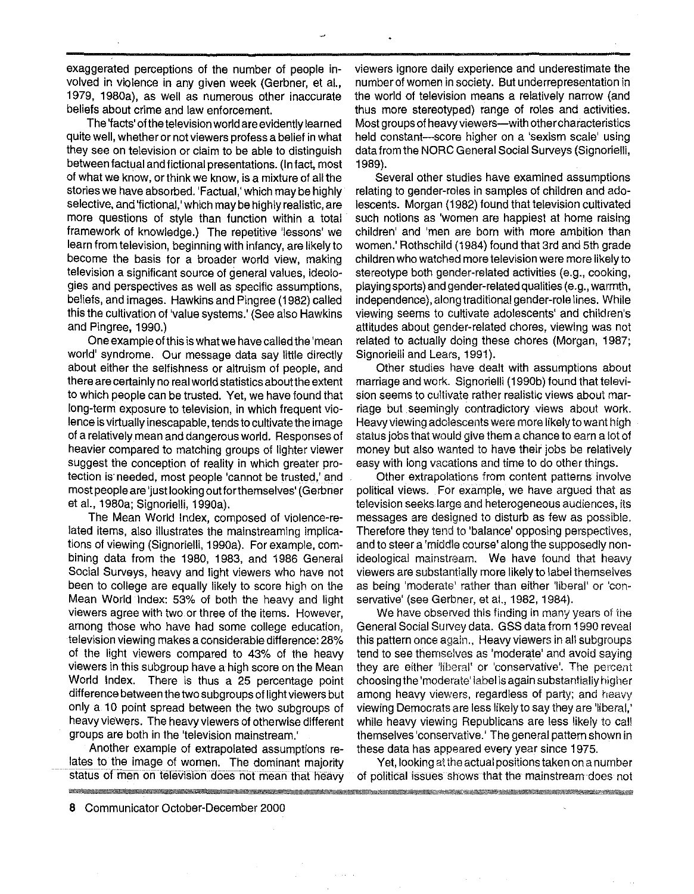exaggerated perceptions of the number of people involved in violence in any given week (Gerbner, et al., 1979, 1980a), as well as numerous other inaccurate beliefs about crime and law enforcement.

The 'facts' of the television world are evidently learned quite well, whether or not viewers profess a belief in what they see on television or claim to be able to distinguish between factual and fictional presentations. (In fact, most of what we know, or think we know, is a mixture of all the stories we have absorbed. 'Factual,' which may be highly selective, and 'fictional,' which may be highly realistic, are more questions of style than function within a total framework of knowledge.) The repetitive 'lessons' we learn from television, beginning with infancy, are likely to become the basis for a broader world view, making television a significant source of general values, ideologies and perspectives as well as specific assumptions, beliefs, and images. Hawkins and Pingree (1982) called this the cultivation of 'value systems.' (See also Hawkins and Pingree, 1990.)

One example of this is what we have called the 'mean world' syndrome. Our message data say little directly about either the selfishness or altruism of people, and there are certainly no real world statistics about the extent to which people can be trusted. Yet, we have found that long-term exposure to television, in which frequent violence is virtually inescapable, tends to cultivate the image of a relatively mean and dangerous world. Responses of heavier compared to matching groups of lighter viewer suggest the conception of reality in which greater protection is needed, most people 'cannot be trusted,' and most people are 'just looking out for themselves' (Gerbner et al., 1980a; Signorielli, 1990a).

The Mean World Index, composed of violence-related items, also illustrates the mainstreaming implications of viewing (Signorielli, 1990a). For example, combining data from the 1980, 1983, and 1986 General Social Surveys, heavy and light viewers who have not been to college are equally likely to score high on the Mean World Index: 53% of both the heavy and light viewers agree with two or three of the items. However, among those who have had some college education, television viewing makes a considerable difference: 28% of the light viewers compared to 43% of the heavy viewers in this subgroup have a high score on the Mean World Index. There is thus a 25 percentage point difference between the two subgroups of light viewers but only a 10 point spread between the two subgroups of heavy viewers. The heavy viewers of otherwise different groups are both in the 'television mainstream.'

Another example of extrapolated assumptions relates to the image of women. The dominant majority status of men on television does not mean that heavy viewers ignore daily experience and underestimate the number of women in society. But underrepresentation in the world of television means a relatively narrow (and thus more stereotyped) range of roles and activities. Most groups of heavy viewers—with other characteristics held constant—score higher on a 'sexism scale' using data from the NORC General Social Surveys (Signorielli, 1989).

Several other studies have examined assumptions relating to gender-roles in samples of children and adolescents. Morgan (1982) found that television cultivated such notions as 'women are happiest at home raising children' and 'men are born with more ambition than women.' Rothschild (1984) found that 3rd and 5th grade children who watched more television were more likely to stereotype both gender-related activities (e.g., cooking, playing sports) and gender-related qualities (e.g., warmth, independence), along traditional gender-role lines. While viewing seems to cultivate adolescents' and children's attitudes about gender-related chores, viewing was not related to actually doing these chores (Morgan, 1987; Signorielli and Lears, 1991).

Other studies have dealt with assumptions about marriage and work. Signorielli (1990b) found that television seems to cultivate rather realistic views about marriage but seemingly contradictory views about work. Heavy viewing adolescents were more likely to want high status jobs that would give them a chance to earn a lot of money but also wanted to have their jobs be relatively easy with long vacations and time to do other things.

Other extrapolations from content patterns involve political views. For example, we have argued that as television seeks large and heterogeneous audiences, its messages are designed to disturb as few as possible. Therefore they tend to 'balance' opposing perspectives, and to steer a 'middle course' along the supposedly non-ideological mainstream. We have found that heavy viewers are substantially more likely to label themselves as being 'moderate' rather than either 'liberal' or 'conservative' (see Gerbner, et al., 1982, 1984).

We have observed this finding in many years of the General Social Survey data. GSS data from 1990 reveal this pattern once again., Heavy viewers in all subgroups tend to see themselves as 'moderate' and avoid saying they are either 'liberal' or 'conservative'. The percent choosing the 'moderate' label is again substantially higher among heavy viewers, regardless of party; and heavy viewing Democrats are less likely to say they are 'liberal,' while heavy viewing Republicans are less likely to call themselves 'conservative.' The general pattern shown in these data has appeared every year since 1975.

Yet, looking at the actual positions taken on a number of political issues shows that the mainstream does not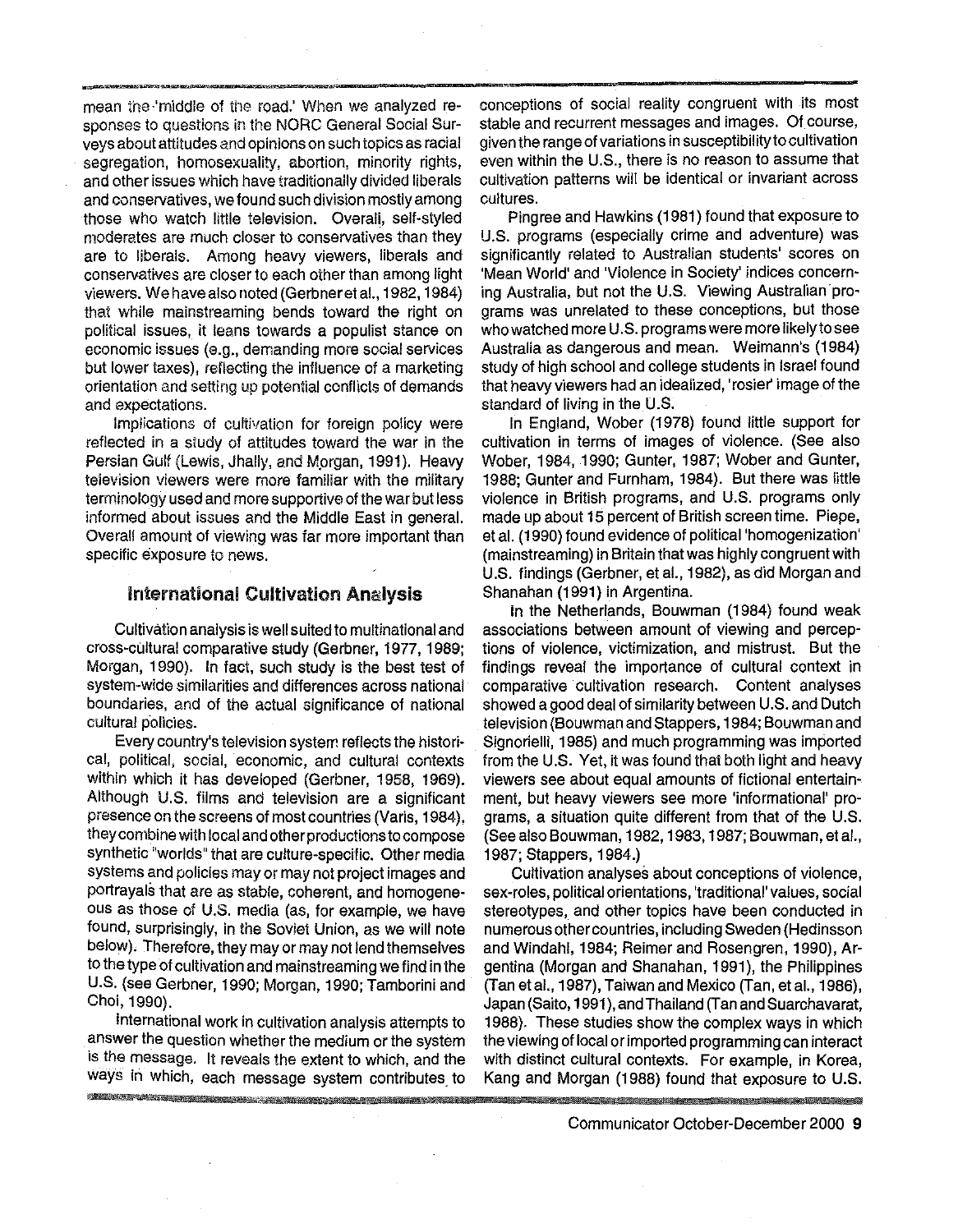mean the 'middle of the road.' When we analyzed responses to questions in the NORC General Social Surveys about attitudes and opinions on such topics as racial segregation, homosexuality, abortion, minority rights, and other issues which have traditionally divided liberals and conservatives, we found such division mostly among those who watch little television. Overall, self-styled moderates are much closer to conservatives than they are to liberals. Among heavy viewers, liberals and conservatives are closer to each other than among light viewers. We have also noted (Gerbner et al., 1982, 1984) that while mainstreaming bends toward the right on political issues, it leans towards a populist stance on economic issues (e.g., demanding more social services but lower taxes), reflecting the influence of a marketing orientation and setting up potential conflicts of demands and expectations.

Implications of cultivation for foreign policy were reflected in a study of attitudes toward the war in the Persian Gulf (Lewis, Jhally, and Morgan, 1991). Heavy television viewers were more familiar with the military terminology used and more supportive of the war but less informed about issues and the Middle East in general. Overall amount of viewing was far more important than specific exposure to news.

## International Cultivation Analysis

Cultivation analysis is well suited to multinational and cross-cultural comparative study (Gerbner, 1977, 1989; Morgan, 1990). In fact, such study is the best test of system-wide similarities and differences across national boundaries, and of the actual significance of national cultural policies.

Every country's television system reflects the historical, political, social, economic, and cultural contexts within which it has developed (Gerbner, 1958, 1969). Although U.S. films and television are a significant presence on the screens of most countries (Varis, 1984), they combine with local and other productions to compose synthetic "worlds" that are culture-specific. Other media systems and policies may or may not project images and portrayals that are as stable, coherent, and homogeneous as those of U.S. media (as, for example, we have found, surprisingly, in the Soviet Union, as we will note below). Therefore, they may or may not lend themselves to the type of cultivation and mainstreaming we find in the U.S. (see Gerbner, 1990; Morgan, 1990; Tamborini and Choi, 1990).

International work in cultivation analysis attempts to answer the question whether the medium or the system is the message. It reveals the extent to which, and the ways in which, each message system contributes to conceptions of social reality congruent with its most stable and recurrent messages and images. Of course, given the range of variations in susceptibility to cultivation even within the U.S., there is no reason to assume that cultivation patterns will be identical or invariant across cultures.

Pingree and Hawkins (1981) found that exposure to U.S. programs (especially crime and adventure) was significantly related to Australian students' scores on 'Mean World' and 'Violence in Society' indices concerning Australia, but not the U.S. Viewing Australian programs was unrelated to these conceptions, but those who watched more U.S. programs were more likely to see Australia as dangerous and mean. Weimann's (1984) study of high school and college students in Israel found that heavy viewers had an idealized, 'rosier' image of the standard of living in the U.S.

In England, Wober (1978) found little support for cultivation in terms of images of violence. (See also Wober, 1984, 1990; Gunter, 1987; Wober and Gunter, 1988; Gunter and Furnham, 1984). But there was little violence in British programs, and U.S. programs only made up about 15 percent of British screen time. Piepe, et al. (1990) found evidence of political 'homogenization' (mainstreaming) in Britain that was highly congruent with U.S. findings (Gerbner, et al., 1982), as did Morgan and Shanahan (1991) in Argentina.

In the Netherlands, Bouwman (1984) found weak associations between amount of viewing and perceptions of violence, victimization, and mistrust. But the findings reveal the importance of cultural context in comparative cultivation research. Content analyses showed a good deal of similarity between U.S. and Dutch television (Bouwman and Stappers, 1984; Bouwman and Signorielli, 1985) and much programming was imported from the U.S. Yet, it was found that both light and heavy viewers see about equal amounts of fictional entertainment, but heavy viewers see more 'informational' programs, a situation quite different from that of the U.S. (See also Bouwman, 1982, 1983, 1987; Bouwman, et al., 1987; Stappers, 1984.)

Cultivation analyses about conceptions of violence, sex-roles, political orientations, 'traditional' values, social stereotypes, and other topics have been conducted in numerous other countries, including Sweden (Hedinsson and Windahl, 1984; Reimer and Rosengren, 1990), Argentina (Morgan and Shanahan, 1991), the Philippines (Tan et al., 1987), Taiwan and Mexico (Tan, et al., 1986), Japan (Saito, 1991), and Thailand (Tan and Suarchavarat, 1988). These studies show the complex ways in which the viewing of local or imported programming can interact with distinct cultural contexts. For example, in Korea, Kang and Morgan (1988) found that exposure to U.S.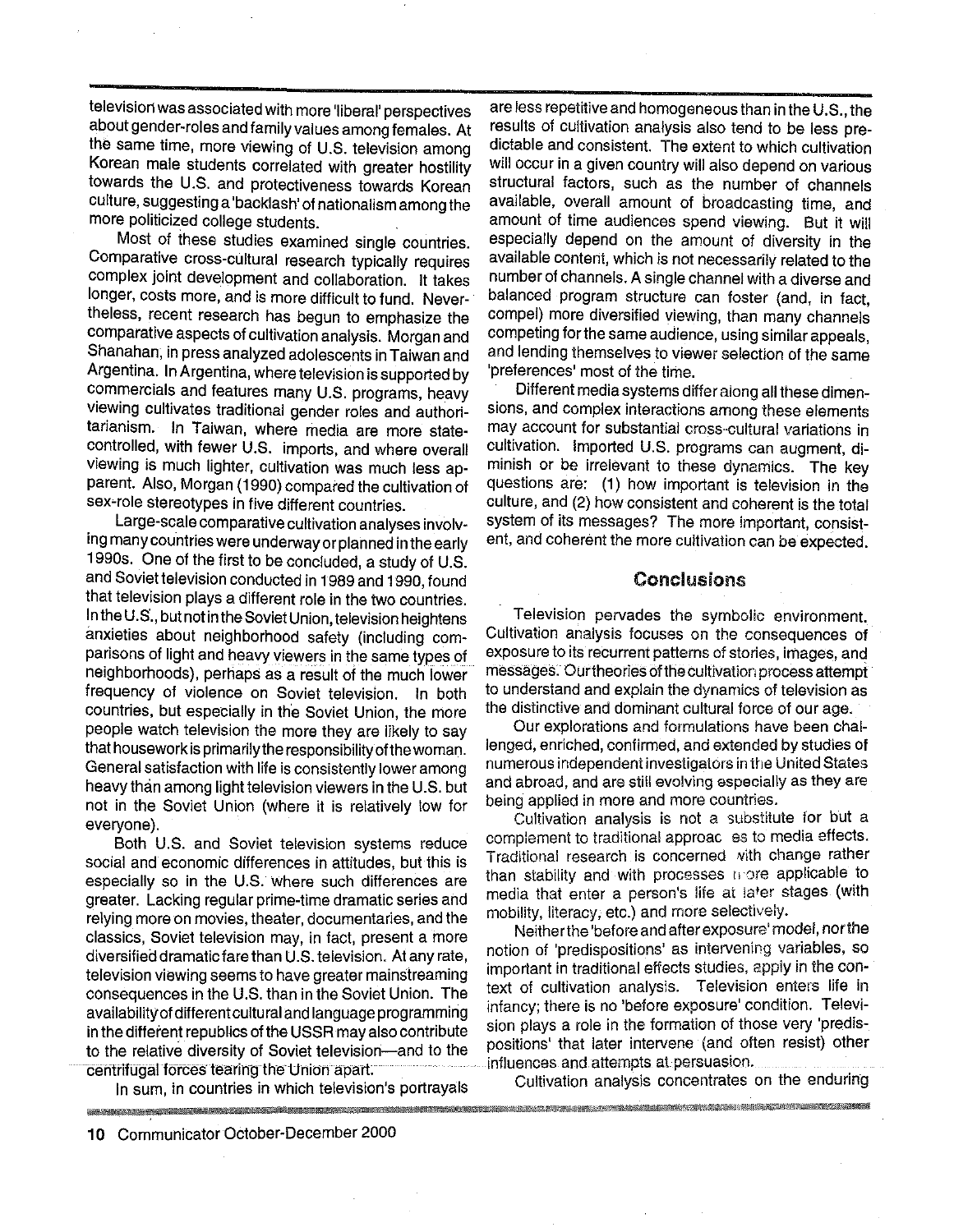television was associated with more 'liberal' perspectives about gender-roles and family values among females. At the same time, more viewing of U.S. television among Korean male students correlated with greater hostility towards the U.S. and protectiveness towards Korean culture, suggesting a 'backlash' of nationalism among the more politicized college students.

Most of these studies examined single countries. Comparative cross-cultural research typically requires complex joint development and collaboration. It takes longer, costs more, and is more difficult to fund. Nevertheless, recent research has begun to emphasize the comparative aspects of cultivation analysis. Morgan and Shanahan, in press analyzed adolescents in Taiwan and Argentina. In Argentina, where television is supported by commercials and features many U.S. programs, heavy viewing cultivates traditional gender roles and authoritarianism. In Taiwan, where media are more state-controlled, with fewer U.S. imports, and where overall viewing is much lighter, cultivation was much less apparent. Also, Morgan (1990) compared the cultivation of sex-role stereotypes in five different countries.

Large-scale comparative cultivation analyses involving many countries were underway or planned in the early 1990s. One of the first to be concluded, a study of U.S. and Soviet television conducted in 1989 and 1990, found that television plays a different role in the two countries. In the U.S., but not in the Soviet Union, television heightens anxieties about neighborhood safety (including comparisons of light and heavy viewers in the same types of neighborhoods), perhaps as a result of the much lower frequency of violence on Soviet television. In both countries, but especially in the Soviet Union, the more people watch television the more they are likely to say that housework is primarily the responsibility of the woman. General satisfaction with life is consistently lower among heavy than among light television viewers in the U.S. but not in the Soviet Union (where it is relatively low for everyone).

Both U.S. and Soviet television systems reduce social and economic differences in attitudes, but this is especially so in the U.S. where such differences are greater. Lacking regular prime-time dramatic series and relying more on movies, theater, documentaries, and the classics, Soviet television may, in fact, present a more diversified dramatic fare than U.S. television. At any rate, television viewing seems to have greater mainstreaming consequences in the U.S. than in the Soviet Union. The availability of different cultural and language programming in the different republics of the USSR may also contribute to the relative diversity of Soviet television—and to the centrifugal forces tearing the Union apart.

In sum, in countries in which television's portrayals are less repetitive and homogeneous than in the U.S., the results of cultivation analysis also tend to be less predictable and consistent. The extent to which cultivation will occur in a given country will also depend on various structural factors, such as the number of channels available, overall amount of broadcasting time, and amount of time audiences spend viewing. But it will especially depend on the amount of diversity in the available content, which is not necessarily related to the number of channels. A single channel with a diverse and balanced program structure can foster (and, in fact, compel) more diversified viewing, than many channels competing for the same audience, using similar appeals, and lending themselves to viewer selection of the same 'preferences' most of the time.

Different media systems differ along all these dimensions, and complex interactions among these elements may account for substantial cross-cultural variations in cultivation. Imported U.S. programs can augment, diminish or be irrelevant to these dynamics. The key questions are: (1) how important is television in the culture, and (2) how consistent and coherent is the total system of its messages? The more important, consistent, and coherent the more cultivation can be expected.

## Conclusions

Television pervades the symbolic environment. Cultivation analysis focuses on the consequences of exposure to its recurrent patterns of stories, images, and messages. Our theories of the cultivation process attempt to understand and explain the dynamics of television as the distinctive and dominant cultural force of our age.

Our explorations and formulations have been challenged, enriched, confirmed, and extended by studies of numerous independent investigators in the United States and abroad, and are still evolving especially as they are being applied in more and more countries.

Cultivation analysis is not a substitute for but a complement to traditional approaches to media effects. Traditional research is concerned with change rather than stability and with processes more applicable to media that enter a person's life at later stages (with mobility, literacy, etc.) and more selectively.

Neither the 'before and after exposure' model, nor the notion of 'predispositions' as intervening variables, so important in traditional effects studies, apply in the context of cultivation analysis. Television enters life in infancy; there is no 'before exposure' condition. Television plays a role in the formation of those very 'predispositions' that later intervene (and often resist) other influences and attempts at persuasion.

Cultivation analysis concentrates on the enduring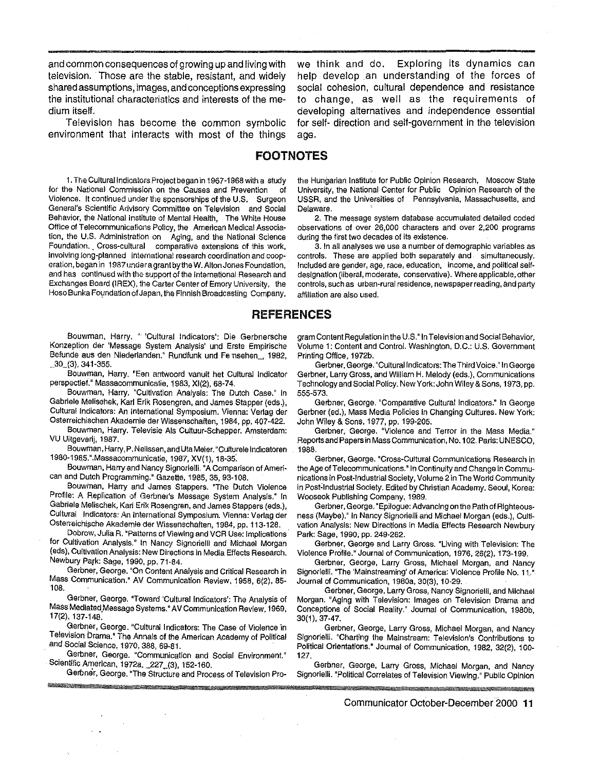and common consequences of growing up and living with television. Those are the stable, resistant, and widely shared assumptions, images, and conceptions expressing the institutional characteristics and interests of the medium itself.

Television has become the common symbolic environment that interacts with most of the things we think and do. Exploring its dynamics can help develop an understanding of the forces of social cohesion, cultural dependence and resistance to change, as well as the requirements of developing alternatives and independence essential for self- direction and self-government in the television age.

## FOOTNOTES

1. The Cultural Indicators Project began in 1967-1968 with a study for the National Commission on the Causes and Prevention of Violence. It continued under the sponsorships of the U.S. Surgeon General's Scientific Advisory Committee on Television and Social Behavior, the National Institute of Mental Health, The White House Office of Telecommunications Policy, the American Medical Association, the U.S. Administration on Aging, and the National Science Foundation. Cross-cultural comparative extensions of this work, involving long-planned international research coordination and cooperation, began in 1987 under a grant by the W. Alton Jones Foundation, and has continued with the support of the International Research and Exchanges Board (IREX), the Carter Center of Emory University, the Hoso Bunka Foundation of Japan, the Finnish Broadcasting Company, the Hungarian Institute for Public Opinion Research, Moscow State University, the National Center for Public Opinion Research of the USSR, and the Universities of Pennsylvania, Massachusetts, and Delaware.

2. The message system database accumulated detailed coded observations of over 26,000 characters and over 2,200 programs during the first two decades of its existence.

3. In all analyses we use a number of demographic variables as controls. These are applied both separately and simultaneously. Included are gender, age, race, education, income, and political self-designation (liberal, moderate, conservative). Where applicable, other controls, such as urban-rural residence, newspaper reading, and party affiliation are also used.

## REFERENCES

Bouwman, Harry. "'Cultural Indicators': Die Gerbnersche Konzeption der 'Message System Analysis' und Erste Empirische Befunde aus den Niederlanden." Rundfunk und Fernsehen, 1982, 30(3), 341-355.

Bouwman, Harry. "Een antwoord vanuit het Cultural Indicator perspectief." Massacommunicatie, 1983, XI(2), 68-74.

Bouwman, Harry. "Cultivation Analysis: The Dutch Case." In Gabriele Melischek, Karl Erik Rosengren, and James Stapper (eds.), Cultural Indicators: An International Symposium. Vienna: Verlag der Osterreichischen Akademie der Wissenschaften, 1984, pp. 407-422.

Bouwman, Harry. Televisie Als Cultuur-Schepper. Amsterdam: VU Uitgeverij, 1987.

Bouwman, Harry, P. Nelissen, and Uta Meier. "Culturele Indicatoren 1980-1985." Massacommunicatie, 1987, XV(1), 18-35.

Bouwman, Harry and Nancy Signorielli. "A Comparison of American and Dutch Programming." Gazette, 1985, 35, 93-108.

Bouwman, Harry and James Stappers. "The Dutch Violence Profile: A Replication of Gerbner's Message System Analysis." In Gabriele Melischek, Karl Erik Rosengren, and James Stappers (eds.), Cultural Indicators: An International Symposium. Vienna: Verlag der Osterreichische Akademie der Wissenschaften, 1984, pp. 113-128.

Dobrow, Julia R. "Patterns of Viewing and VCR Use: Implications for Cultivation Analysis." In Nancy Signorielli and Michael Morgan (eds), Cultivation Analysis: New Directions in Media Effects Research. Newbury Park: Sage, 1990, pp. 71-84.

Gerbner, George. "On Content Analysis and Critical Research in Mass Communication." AV Communication Review, 1958, 6(2), 85-108.

Gerbner, George. "Toward 'Cultural Indicators': The Analysis of Mass Mediated Message Systems." AV Communication Review, 1969, 17(2), 137-148.

Gerbner, George. "Cultural Indicators: The Case of Violence in Television Drama." The Annals of the American Academy of Political and Social Science, 1970, 388, 69-81.

Gerbner, George. "Communication and Social Environment." Scientific American, 1972a, 227(3), 152-160.

Gerbner, George. "The Structure and Process of Television Program Content Regulation in the U.S." In Television and Social Behavior, Volume 1: Content and Control. Washington, D.C.: U.S. Government Printing Office, 1972b.

Gerbner, George. "Cultural Indicators: The Third Voice." In George Gerbner, Larry Gross, and William H. Melody (eds.), Communications Technology and Social Policy. New York: John Wiley & Sons, 1973, pp. 555-573.

Gerbner, George. "Comparative Cultural Indicators." In George Gerbner (ed.), Mass Media Policies in Changing Cultures. New York: John Wiley & Sons, 1977, pp. 199-205.

Gerbner, George. "Violence and Terror in the Mass Media." Reports and Papers in Mass Communication, No. 102. Paris: UNESCO, 1988.

Gerbner, George. "Cross-Cultural Communications Research in the Age of Telecommunications." In Continuity and Change in Communications in Post-Industrial Society, Volume 2 in The World Community in Post-Industrial Society. Edited by Christian Academy. Seoul, Korea: Wooseok Publishing Company, 1989.

Gerbner, George. "Epilogue: Advancing on the Path of Righteousness (Maybe)." In Nancy Signorielli and Michael Morgan (eds.), Cultivation Analysis: New Directions in Media Effects Research Newbury Park: Sage, 1990, pp. 249-262.

Gerbner, George and Larry Gross. "Living with Television: The Violence Profile." Journal of Communication, 1976, 26(2), 173-199.

Gerbner, George, Larry Gross, Michael Morgan, and Nancy Signorielli. "The 'Mainstreaming' of America: Violence Profile No. 11." Journal of Communication, 1980a, 30(3), 10-29.

Gerbner, George, Larry Gross, Nancy Signorielli, and Michael Morgan. "Aging with Television: Images on Television Drama and Conceptions of Social Reality." Journal of Communication, 1980b, 30(1), 37-47.

Gerbner, George, Larry Gross, Michael Morgan, and Nancy Signorielli. "Charting the Mainstream: Television's Contributions to Political Orientations." Journal of Communication, 1982, 32(2), 100-127.

Gerbner, George, Larry Gross, Michael Morgan, and Nancy Signorielli. "Political Correlates of Television Viewing." Public Opinion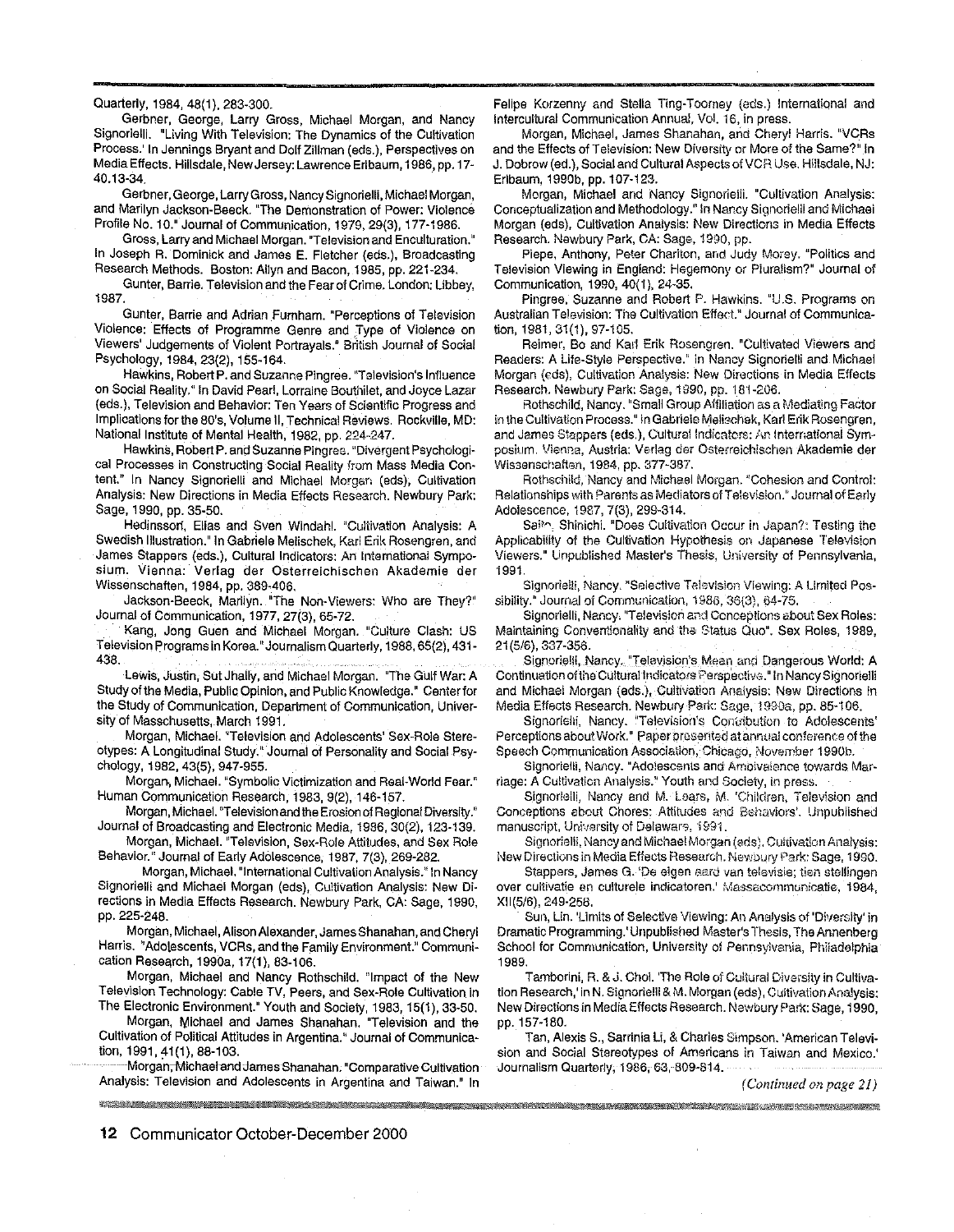Quarterly, 1984, 48(1), 283-300.

Gerbner, George, Larry Gross, Michael Morgan, and Nancy Signorielli. "Living With Television: The Dynamics of the Cultivation Process.' In Jennings Bryant and Dolf Zillman (eds.), Perspectives on Media Effects. Hillsdale, New Jersey: Lawrence Erlbaum, 1986, pp. 17-40.13-34.

Gerbner, George, Larry Gross, Nancy Signorielli, Michael Morgan, and Marilyn Jackson-Beeck. "The Demonstration of Power: Violence Profile No. 10." Journal of Communication, 1979, 29(3), 177-1986.

Gross, Larry and Michael Morgan. "Television and Enculturation." In Joseph R. Dominick and James E. Fletcher (eds.), Broadcasting Research Methods. Boston: Allyn and Bacon, 1985, pp. 221-234.

Gunter, Barrie. Television and the Fear of Crime. London: Libbey, 1987.

Gunter, Barrie and Adrian Furnham. "Perceptions of Television Violence: Effects of Programme Genre and Type of Violence on Viewers' Judgements of Violent Portrayals." British Journal of Social Psychology, 1984, 23(2), 155-164.

Hawkins, Robert P. and Suzanne Pingree. "Television's Influence on Social Reality." In David Pearl, Lorraine Bouthilet, and Joyce Lazar (eds.), Television and Behavior: Ten Years of Scientific Progress and Implications for the 80's, Volume II, Technical Reviews. Rockville, MD: National Institute of Mental Health, 1982, pp. 224-247.

Hawkins, Robert P. and Suzanne Pingree. "Divergent Psychological Processes in Constructing Social Reality from Mass Media Content." In Nancy Signorielli and Michael Morgan (eds), Cultivation Analysis: New Directions in Media Effects Research. Newbury Park: Sage, 1990, pp. 35-50.

Hedinsson, Elias and Sven Windahl. "Cultivation Analysis: A Swedish Illustration." In Gabriele Melischek, Karl Erik Rosengren, and James Stappers (eds.), Cultural Indicators: An International Symposium. Vienna: Verlag der Osterreichischen Akademie der Wissenschaften, 1984, pp. 389-406.

Jackson-Beeck, Marilyn. "The Non-Viewers: Who are They?" Journal of Communication, 1977, 27(3), 65-72.

Kang, Jong Guen and Michael Morgan. "Culture Clash: US Television Programs in Korea." Journalism Quarterly, 1988, 65(2), 431-438.

Lewis, Justin, Sut Jhally, and Michael Morgan. "The Gulf War: A Study of the Media, Public Opinion, and Public Knowledge." Center for the Study of Communication, Department of Communication, University of Massachusetts, March 1991.

Morgan, Michael. "Television and Adolescents' Sex-Role Stereotypes: A Longitudinal Study." Journal of Personality and Social Psychology, 1982, 43(5), 947-955.

Morgan, Michael. "Symbolic Victimization and Real-World Fear." Human Communication Research, 1983, 9(2), 146-157.

Morgan, Michael. "Television and the Erosion of Regional Diversity." Journal of Broadcasting and Electronic Media, 1986, 30(2), 123-139.

Morgan, Michael. "Television, Sex-Role Attitudes, and Sex Role Behavior." Journal of Early Adolescence, 1987, 7(3), 269-282.

Morgan, Michael. "International Cultivation Analysis." In Nancy Signorielli and Michael Morgan (eds), Cultivation Analysis: New Directions in Media Effects Research. Newbury Park, CA: Sage, 1990, pp. 225-248.

Morgan, Michael, Alison Alexander, James Shanahan, and Cheryl Harris. "Adolescents, VCRs, and the Family Environment." Communication Research, 1990a, 17(1), 83-106.

Morgan, Michael and Nancy Rothschild. "Impact of the New Television Technology: Cable TV, Peers, and Sex-Role Cultivation in The Electronic Environment." Youth and Society, 1983, 15(1), 33-50.

Morgan, Michael and James Shanahan. "Television and the Cultivation of Political Attitudes in Argentina." Journal of Communication, 1991, 41(1), 88-103.

Morgan, Michael and James Shanahan. "Comparative Cultivation Analysis: Television and Adolescents in Argentina and Taiwan." In Felipe Korzenny and Stella Ting-Toomey (eds.) International and Intercultural Communication Annual, Vol. 16, in press.

Morgan, Michael, James Shanahan, and Cheryl Harris. "VCRs and the Effects of Television: New Diversity or More of the Same?" In J. Dobrow (ed.), Social and Cultural Aspects of VCR Use. Hillsdale, NJ: Erlbaum, 1990b, pp. 107-123.

Morgan, Michael and Nancy Signorielli. "Cultivation Analysis: Conceptualization and Methodology." In Nancy Signorielli and Michael Morgan (eds), Cultivation Analysis: New Directions in Media Effects Research. Newbury Park, CA: Sage, 1990, pp.

Piepe, Anthony, Peter Charlton, and Judy Morey. "Politics and Television Viewing in England: Hegemony or Pluralism?" Journal of Communication, 1990, 40(1), 24-35.

Pingree, Suzanne and Robert P. Hawkins. "U.S. Programs on Australian Television: The Cultivation Effect." Journal of Communication, 1981, 31(1), 97-105.

Reimer, Bo and Karl Erik Rosengren. "Cultivated Viewers and Readers: A Life-Style Perspective." In Nancy Signorielli and Michael Morgan (eds), Cultivation Analysis: New Directions in Media Effects Research. Newbury Park: Sage, 1990, pp. 181-206.

Rothschild, Nancy. "Small Group Affiliation as a Mediating Factor in the Cultivation Process." In Gabriele Melischek, Karl Erik Rosengren, and James Stappers (eds.), Cultural Indicators: An International Symposium. Vienna, Austria: Verlag der Osterreichischen Akademie der Wissenschaften, 1984, pp. 377-387.

Rothschild, Nancy and Michael Morgan. "Cohesion and Control: Relationships with Parents as Mediators of Television." Journal of Early Adolescence, 1987, 7(3), 299-314.

Saito, Shinichi. "Does Cultivation Occur in Japan?: Testing the Applicability of the Cultivation Hypothesis on Japanese Television Viewers." Unpublished Master's Thesis, University of Pennsylvania, 1991.

Signorielli, Nancy. "Selective Television Viewing: A Limited Possibility." Journal of Communication, 1986, 36(3), 64-75.

Signorielli, Nancy. "Television and Conceptions about Sex Roles: Maintaining Conventionality and the Status Quo". Sex Roles, 1989, 21(5/6), 337-356.

Signorielli, Nancy. "Television's Mean and Dangerous World: A Continuation of the Cultural Indicators Perspective." In Nancy Signorielli and Michael Morgan (eds.), Cultivation Analysis: New Directions in Media Effects Research. Newbury Park: Sage, 1990a, pp. 85-106.

Signorielli, Nancy. "Television's Contribution to Adolescents' Perceptions about Work." Paper presented at annual conference of the Speech Communication Association, Chicago, November 1990b.

Signorielli, Nancy. "Adolescents and Ambivalence towards Marriage: A Cultivation Analysis." Youth and Society, in press.

Signorielli, Nancy and M. Lears, M. 'Children, Television and Conceptions about Chores: Attitudes and Behaviors'. Unpublished manuscript, University of Delaware, 1991.

Signorielli, Nancy and Michael Morgan (eds). Cultivation Analysis: New Directions in Media Effects Research. Newbury Park: Sage, 1990.

Stappers, James G. 'De eigen aard van televisie; tien stellingen over cultivatie en culturele indicatoren.' Massacommunicatie, 1984, XII(5/6), 249-258.

Sun, Lin. 'Limits of Selective Viewing: An Analysis of 'Diversity' in Dramatic Programming.' Unpublished Master's Thesis, The Annenberg School for Communication, University of Pennsylvania, Philadelphia 1989.

Tamborini, R. & J. Choi. 'The Role of Cultural Diversity in Cultivation Research,' in N. Signorielli & M. Morgan (eds), Cultivation Analysis: New Directions in Media Effects Research. Newbury Park: Sage, 1990, pp. 157-180.

Tan, Alexis S., Sarrinia Li, & Charles Simpson. 'American Television and Social Stereotypes of Americans in Taiwan and Mexico.' Journalism Quarterly, 1986, 63, 809-814.

*(Continued on page 21)*